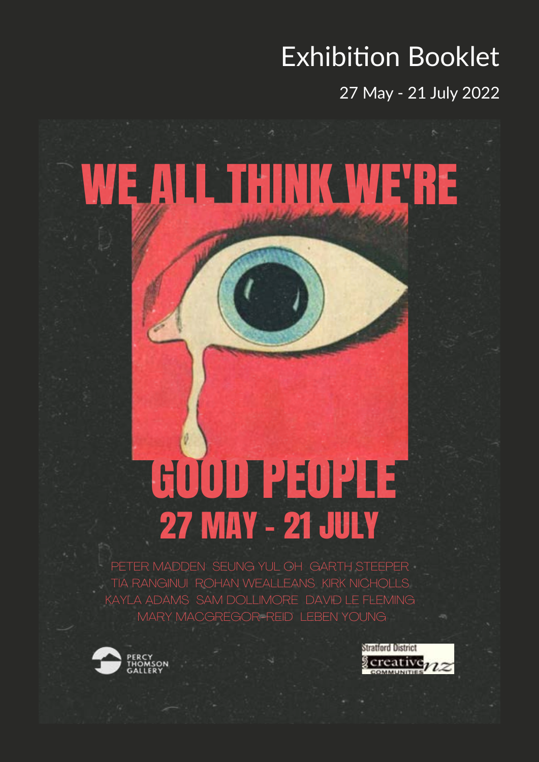# Exhibition Booklet

27 May - 21 July 2022

# WE ALL THINK WE'RE GOOD PEOPLE

## 27 MAY - 21 JULY

PETER MADDEN SEUNG YUL OH GARTH STEEPER TIA RANGINUI ROHAN WEALLEANS KIRK NICHOLLS KAYLA ADAMS SAM DOLLIMORE DAVID LE FLEMING MARY MACGREGOR-REID LEBEN YOUNG

PERCY THOMSON GALLERY

Stratford District creative nz COMMUNITIES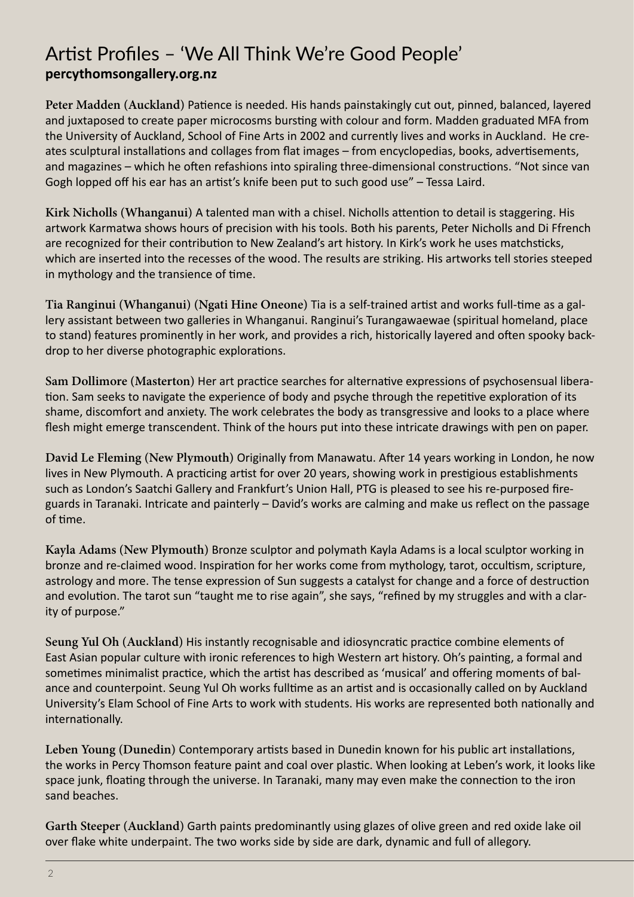## Artist Profiles – 'We All Think We're Good People'

**percythomsongallery.org.nz**

**Peter Madden (Auckland)** Patience is needed. His hands painstakingly cut out, pinned, balanced, layered and juxtaposed to create paper microcosms bursting with colour and form. Madden graduated MFA from the University of Auckland, School of Fine Arts in 2002 and currently lives and works in Auckland. He creates sculptural installations and collages from flat images – from encyclopedias, books, advertisements, and magazines – which he often refashions into spiraling three-dimensional constructions. "Not since van Gogh lopped off his ear has an artist's knife been put to such good use" – Tessa Laird.

**Kirk Nicholls (Whanganui)** A talented man with a chisel. Nicholls attention to detail is staggering. His artwork Karmatwa shows hours of precision with his tools. Both his parents, Peter Nicholls and Di Ffrench are recognized for their contribution to New Zealand's art history. In Kirk's work he uses matchsticks, which are inserted into the recesses of the wood. The results are striking. His artworks tell stories steeped in mythology and the transience of time.

**Tia Ranginui (Whanganui) (Ngati Hine Oneone)** Tia is a self-trained artist and works full-time as a gallery assistant between two galleries in Whanganui. Ranginui's Turangawaewae (spiritual homeland, place to stand) features prominently in her work, and provides a rich, historically layered and often spooky backdrop to her diverse photographic explorations.

**Sam Dollimore (Masterton)** Her art practice searches for alternative expressions of psychosensual liberation. Sam seeks to navigate the experience of body and psyche through the repetitive exploration of its shame, discomfort and anxiety. The work celebrates the body as transgressive and looks to a place where flesh might emerge transcendent. Think of the hours put into these intricate drawings with pen on paper.

**David Le Fleming (New Plymouth)** Originally from Manawatu. After 14 years working in London, he now lives in New Plymouth. A practicing artist for over 20 years, showing work in prestigious establishments such as London's Saatchi Gallery and Frankfurt's Union Hall, PTG is pleased to see his re-purposed fireguards in Taranaki. Intricate and painterly – David's works are calming and make us reflect on the passage of time.

**Kayla Adams (New Plymouth)** Bronze sculptor and polymath Kayla Adams is a local sculptor working in bronze and re-claimed wood. Inspiration for her works come from mythology, tarot, occultism, scripture, astrology and more. The tense expression of Sun suggests a catalyst for change and a force of destruction and evolution. The tarot sun "taught me to rise again", she says, "refined by my struggles and with a clarity of purpose."

**Seung Yul Oh (Auckland)** His instantly recognisable and idiosyncratic practice combine elements of East Asian popular culture with ironic references to high Western art history. Oh's painting, a formal and sometimes minimalist practice, which the artist has described as 'musical' and offering moments of balance and counterpoint. Seung Yul Oh works fulltime as an artist and is occasionally called on by Auckland University's Elam School of Fine Arts to work with students. His works are represented both nationally and internationally.

**Leben Young (Dunedin)** Contemporary artists based in Dunedin known for his public art installations, the works in Percy Thomson feature paint and coal over plastic. When looking at Leben's work, it looks like space junk, floating through the universe. In Taranaki, many may even make the connection to the iron sand beaches.

**Garth Steeper (Auckland)** Garth paints predominantly using glazes of olive green and red oxide lake oil over flake white underpaint. The two works side by side are dark, dynamic and full of allegory.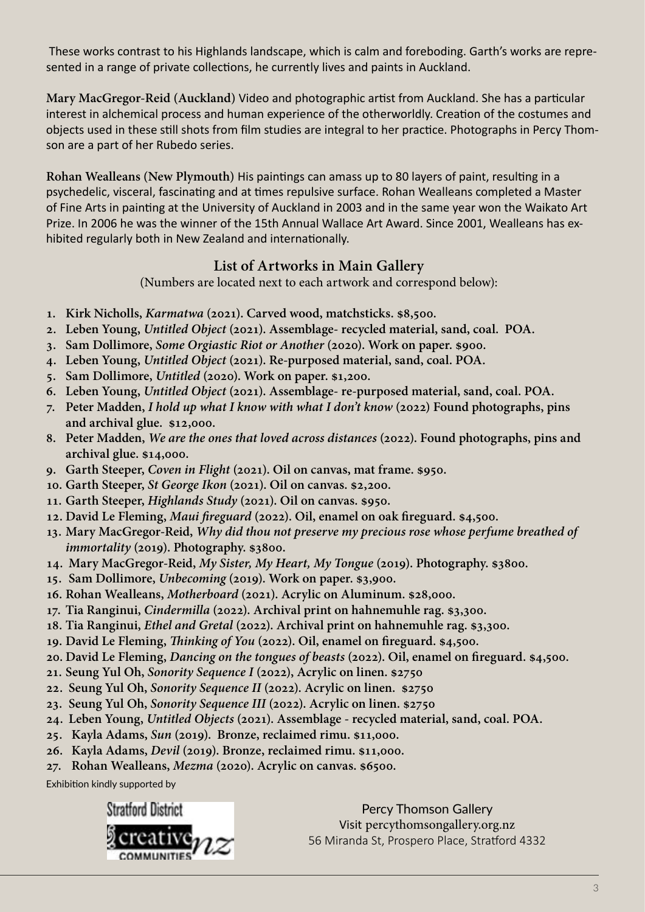These works contrast to his Highlands landscape, which is calm and foreboding. Garth's works are represented in a range of private collections, he currently lives and paints in Auckland.

**Mary MacGregor-Reid (Auckland)** Video and photographic artist from Auckland. She has a particular interest in alchemical process and human experience of the otherworldly. Creation of the costumes and objects used in these still shots from film studies are integral to her practice. Photographs in Percy Thomson are a part of her Rubedo series.

**Rohan Wealleans (New Plymouth)** His paintings can amass up to 80 layers of paint, resulting in a psychedelic, visceral, fascinating and at times repulsive surface. Rohan Wealleans completed a Master of Fine Arts in painting at the University of Auckland in 2003 and in the same year won the Waikato Art Prize. In 2006 he was the winner of the 15th Annual Wallace Art Award. Since 2001, Wealleans has exhibited regularly both in New Zealand and internationally.

## List of Artworks in Main Gallery

(Numbers are located next to each artwork and correspond below):

1. **Kirk Nicholls, *Karmatwa* (2021). Carved wood, matchsticks. $8,500.**
2. **Leben Young, *Untitled Object* (2021). Assemblage- recycled material, sand, coal. POA.**
3. **Sam Dollimore, *Some Orgiastic Riot or Another* (2020). Work on paper. $900.**
4. **Leben Young, *Untitled Object* (2021). Re-purposed material, sand, coal. POA.**
5. **Sam Dollimore, *Untitled* (2020). Work on paper. $1,200.**
6. **Leben Young, *Untitled Object* (2021). Assemblage- re-purposed material, sand, coal. POA.**
7. **Peter Madden, *I hold up what I know with what I don't know* (2022) Found photographs, pins and archival glue. $12,000.**
8. **Peter Madden, *We are the ones that loved across distances* (2022). Found photographs, pins and archival glue. $14,000.**
9. **Garth Steeper, *Coven in Flight* (2021). Oil on canvas, mat frame. $950.**
10. **Garth Steeper, *St George Ikon* (2021). Oil on canvas. $2,200.**
11. **Garth Steeper, *Highlands Study* (2021). Oil on canvas. $950.**
12. **David Le Fleming, *Maui fireguard* (2022). Oil, enamel on oak fireguard. $4,500.**
13. **Mary MacGregor-Reid, *Why did thou not preserve my precious rose whose perfume breathed of immortality* (2019). Photography. $3800.**
14. **Mary MacGregor-Reid, *My Sister, My Heart, My Tongue* (2019). Photography. $3800.**
15. **Sam Dollimore, *Unbecoming* (2019). Work on paper. $3,900.**
16. **Rohan Wealleans, *Motherboard* (2021). Acrylic on Aluminum. $28,000.**
17. **Tia Ranginui, *Cindermilla* (2022). Archival print on hahnemuhle rag. $3,300.**
18. **Tia Ranginui, *Ethel and Gretal* (2022). Archival print on hahnemuhle rag. $3,300.**
19. **David Le Fleming, *Thinking of You* (2022). Oil, enamel on fireguard. $4,500.**
20. **David Le Fleming, *Dancing on the tongues of beasts* (2022). Oil, enamel on fireguard. $4,500.**
21. **Seung Yul Oh, *Sonority Sequence I* (2022), Acrylic on linen. $2750**
22. **Seung Yul Oh, *Sonority Sequence II* (2022). Acrylic on linen. $2750**
23. **Seung Yul Oh, *Sonority Sequence III* (2022). Acrylic on linen. $2750**
24. **Leben Young, *Untitled Objects* (2021). Assemblage - recycled material, sand, coal. POA.**
25. **Kayla Adams, *Sun* (2019). Bronze, reclaimed rimu. $11,000.**
26. **Kayla Adams, *Devil* (2019). Bronze, reclaimed rimu. $11,000.**
27. **Rohan Wealleans, *Mezma* (2020). Acrylic on canvas. $6500.**

Exhibition kindly supported by

Stratford District creative nz COMMUNITIES

Percy Thomson Gallery
Visit percythomsongallery.org.nz
56 Miranda St, Prospero Place, Stratford 4332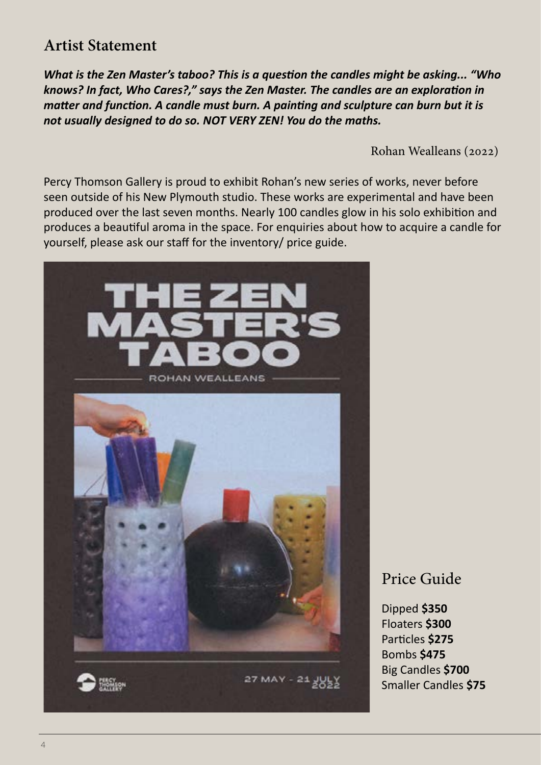## Artist Statement

***What is the Zen Master's taboo? This is a question the candles might be asking... "Who knows? In fact, Who Cares?," says the Zen Master. The candles are an exploration in matter and function. A candle must burn. A painting and sculpture can burn but it is not usually designed to do so. NOT VERY ZEN! You do the maths.***

Rohan Wealleans (2022)

Percy Thomson Gallery is proud to exhibit Rohan's new series of works, never before seen outside of his New Plymouth studio. These works are experimental and have been produced over the last seven months. Nearly 100 candles glow in his solo exhibition and produces a beautiful aroma in the space. For enquiries about how to acquire a candle for yourself, please ask our staff for the inventory/ price guide.

THE ZEN MASTER'S TABOO

ROHAN WEALLEANS

PERCY THOMSON GALLERY

27 MAY - 21 JULY 2022

## Price Guide

Dipped **$350**
Floaters **$300**
Particles **$275**
Bombs **$475**
Big Candles **$700**
Smaller Candles **$75**